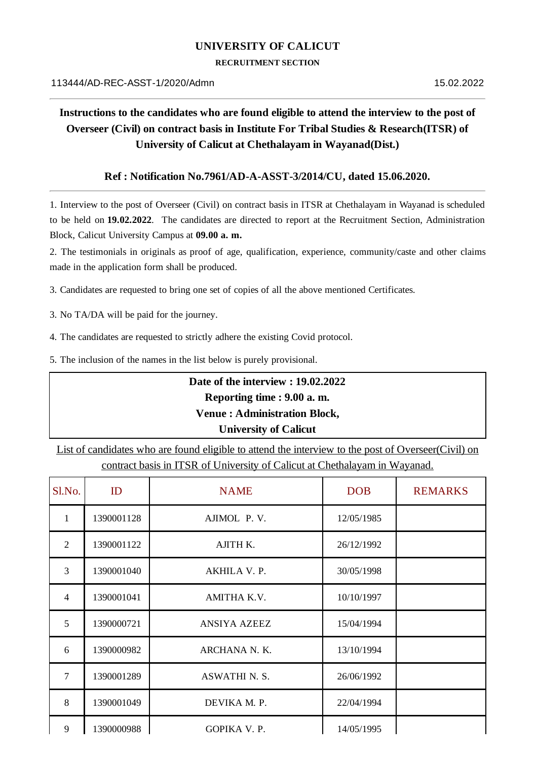# UNIVERSITY OF CALICUT

**RECRUITMENT SECTION**

113444/AD-REC-ASST-1/2020/Admn 15.02.2022

## Instructions to the candidates who are found eligible to attend the interview to the post of Overseer (Civil) on contract basis in Institute For Tribal Studies & Research(ITSR) of University of Calicut at Chethalayam in Wayanad(Dist.)

**Ref : Notification No.7961/AD-A-ASST-3/2014/CU, dated 15.06.2020.**

1. Interview to the post of Overseer (Civil) on contract basis in ITSR at Chethalayam in Wayanad is scheduled to be held on **19.02.2022**. The candidates are directed to report at the Recruitment Section, Administration Block, Calicut University Campus at **09.00 a. m.**

2. The testimonials in originals as proof of age, qualification, experience, community/caste and other claims made in the application form shall be produced.

3. Candidates are requested to bring one set of copies of all the above mentioned Certificates.

3. No TA/DA will be paid for the journey.

4. The candidates are requested to strictly adhere the existing Covid protocol.

5. The inclusion of the names in the list below is purely provisional.

**Date of the interview : 19.02.2022**
**Reporting time : 9.00 a. m.**
**Venue : Administration Block,**
**University of Calicut**

List of candidates who are found eligible to attend the interview to the post of Overseer(Civil) on contract basis in ITSR of University of Calicut at Chethalayam in Wayanad.

| Sl.No. | ID | NAME | DOB | REMARKS |
|---|---|---|---|---|
| 1 | 1390001128 | AJIMOL P. V. | 12/05/1985 | |
| 2 | 1390001122 | AJITH K. | 26/12/1992 | |
| 3 | 1390001040 | AKHILA V. P. | 30/05/1998 | |
| 4 | 1390001041 | AMITHA K.V. | 10/10/1997 | |
| 5 | 1390000721 | ANSIYA AZEEZ | 15/04/1994 | |
| 6 | 1390000982 | ARCHANA N. K. | 13/10/1994 | |
| 7 | 1390001289 | ASWATHI N. S. | 26/06/1992 | |
| 8 | 1390001049 | DEVIKA M. P. | 22/04/1994 | |
| 9 | 1390000988 | GOPIKA V. P. | 14/05/1995 | |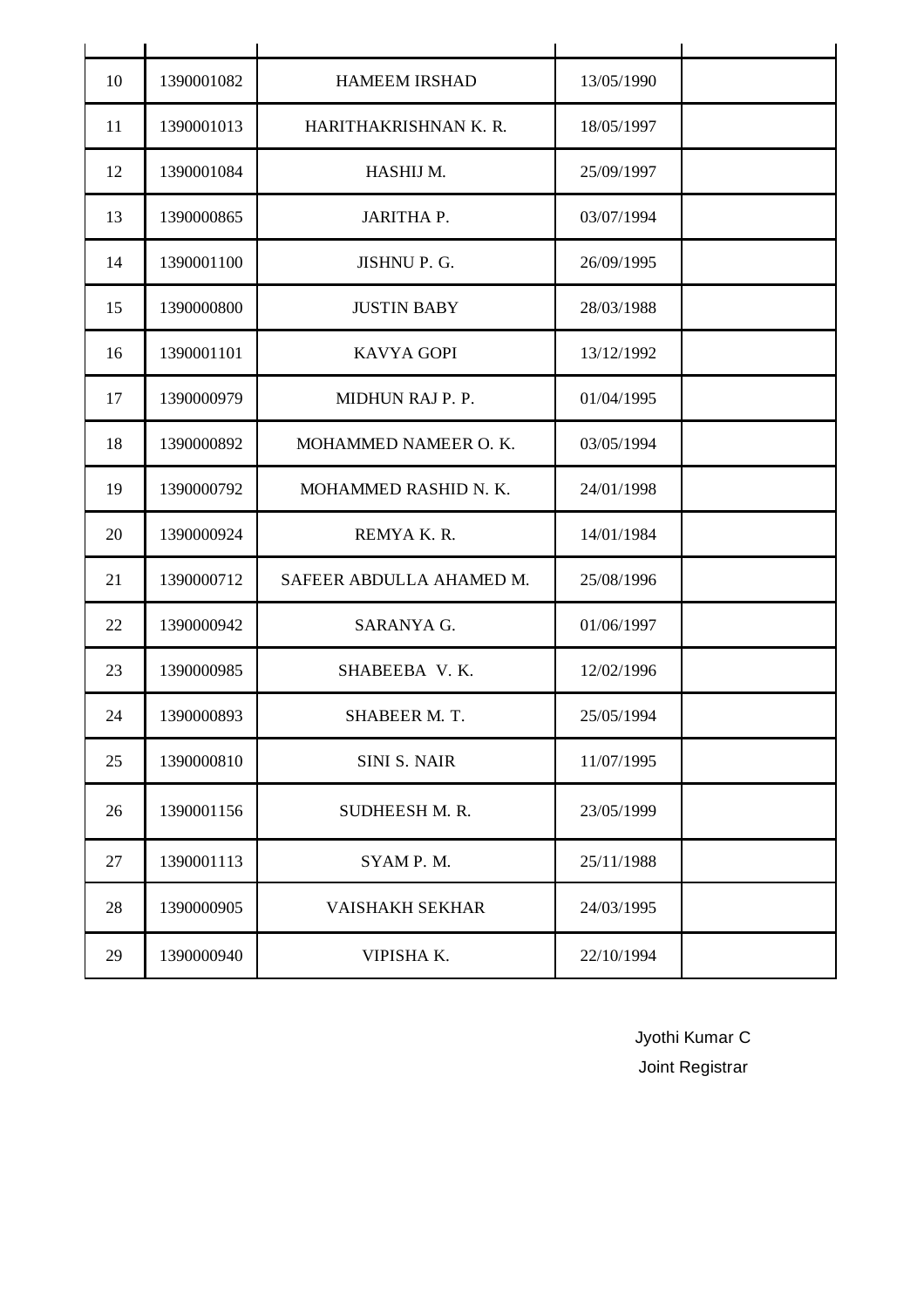| | | | | |
|---|---|---|---|---|
| 10 | 1390001082 | HAMEEM IRSHAD | 13/05/1990 | |
| 11 | 1390001013 | HARITHAKRISHNAN K. R. | 18/05/1997 | |
| 12 | 1390001084 | HASHIJ M. | 25/09/1997 | |
| 13 | 1390000865 | JARITHA P. | 03/07/1994 | |
| 14 | 1390001100 | JISHNU P. G. | 26/09/1995 | |
| 15 | 1390000800 | JUSTIN BABY | 28/03/1988 | |
| 16 | 1390001101 | KAVYA GOPI | 13/12/1992 | |
| 17 | 1390000979 | MIDHUN RAJ P. P. | 01/04/1995 | |
| 18 | 1390000892 | MOHAMMED NAMEER O. K. | 03/05/1994 | |
| 19 | 1390000792 | MOHAMMED RASHID N. K. | 24/01/1998 | |
| 20 | 1390000924 | REMYA K. R. | 14/01/1984 | |
| 21 | 1390000712 | SAFEER ABDULLA AHAMED M. | 25/08/1996 | |
| 22 | 1390000942 | SARANYA G. | 01/06/1997 | |
| 23 | 1390000985 | SHABEEBA V. K. | 12/02/1996 | |
| 24 | 1390000893 | SHABEER M. T. | 25/05/1994 | |
| 25 | 1390000810 | SINI S. NAIR | 11/07/1995 | |
| 26 | 1390001156 | SUDHEESH M. R. | 23/05/1999 | |
| 27 | 1390001113 | SYAM P. M. | 25/11/1988 | |
| 28 | 1390000905 | VAISHAKH SEKHAR | 24/03/1995 | |
| 29 | 1390000940 | VIPISHA K. | 22/10/1994 | |

Jyothi Kumar C
Joint Registrar